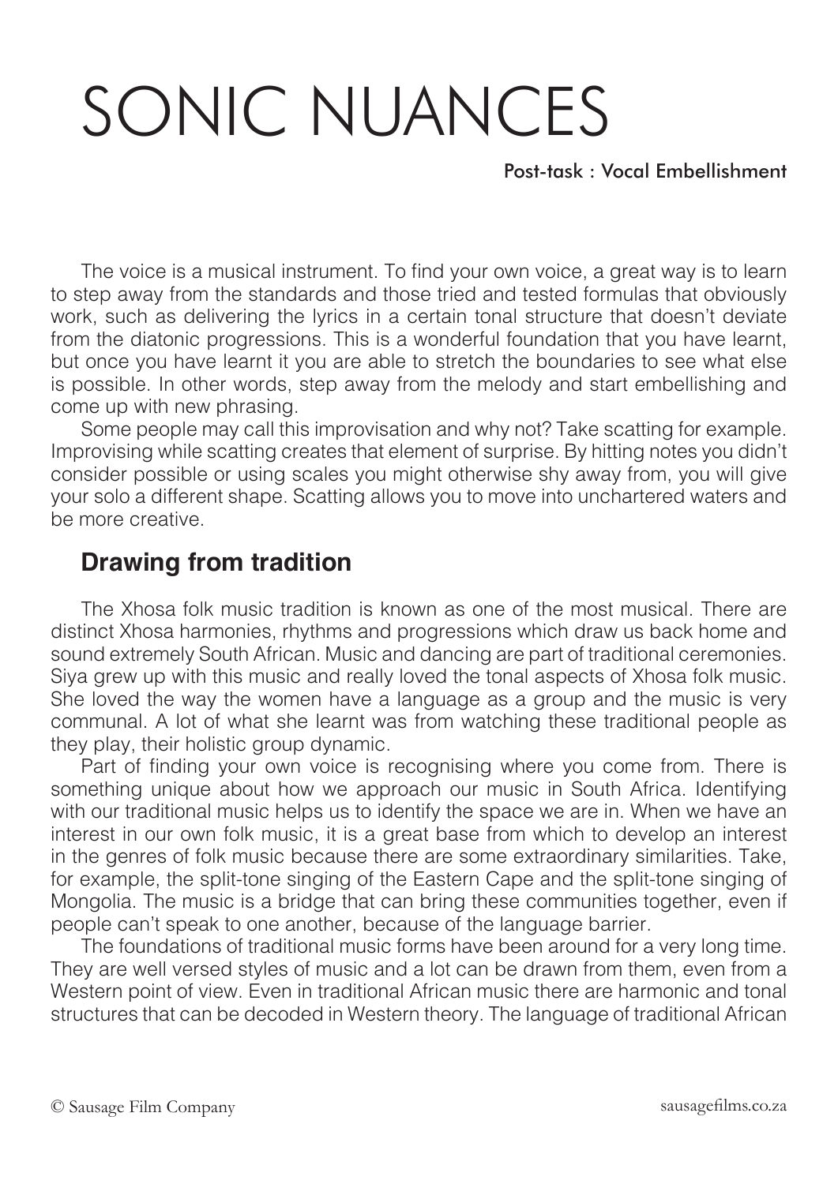# SONIC NUANCES

Post-task : Vocal Embellishment

The voice is a musical instrument. To find your own voice, a great way is to learn to step away from the standards and those tried and tested formulas that obviously work, such as delivering the lyrics in a certain tonal structure that doesn't deviate from the diatonic progressions. This is a wonderful foundation that you have learnt, but once you have learnt it you are able to stretch the boundaries to see what else is possible. In other words, step away from the melody and start embellishing and come up with new phrasing.

Some people may call this improvisation and why not? Take scatting for example. Improvising while scatting creates that element of surprise. By hitting notes you didn't consider possible or using scales you might otherwise shy away from, you will give your solo a different shape. Scatting allows you to move into unchartered waters and be more creative.

## Drawing from tradition

The Xhosa folk music tradition is known as one of the most musical. There are distinct Xhosa harmonies, rhythms and progressions which draw us back home and sound extremely South African. Music and dancing are part of traditional ceremonies. Siya grew up with this music and really loved the tonal aspects of Xhosa folk music. She loved the way the women have a language as a group and the music is very communal. A lot of what she learnt was from watching these traditional people as they play, their holistic group dynamic.

Part of finding your own voice is recognising where you come from. There is something unique about how we approach our music in South Africa. Identifying with our traditional music helps us to identify the space we are in. When we have an interest in our own folk music, it is a great base from which to develop an interest in the genres of folk music because there are some extraordinary similarities. Take, for example, the split-tone singing of the Eastern Cape and the split-tone singing of Mongolia. The music is a bridge that can bring these communities together, even if people can't speak to one another, because of the language barrier.

The foundations of traditional music forms have been around for a very long time. They are well versed styles of music and a lot can be drawn from them, even from a Western point of view. Even in traditional African music there are harmonic and tonal structures that can be decoded in Western theory. The language of traditional African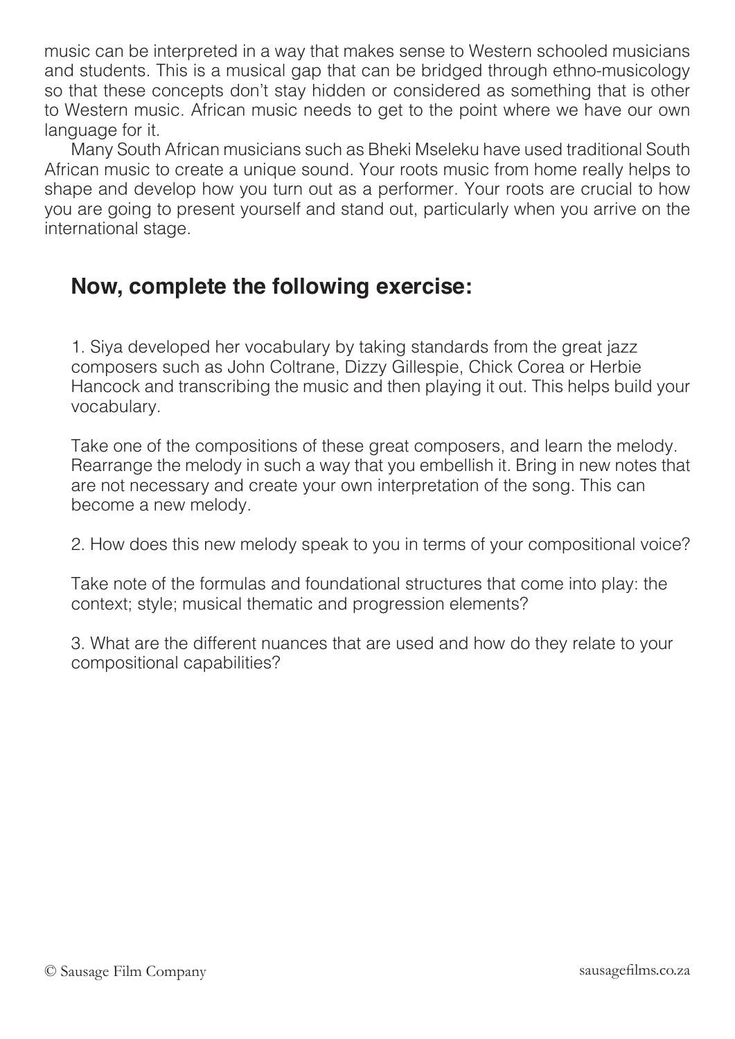music can be interpreted in a way that makes sense to Western schooled musicians and students. This is a musical gap that can be bridged through ethno-musicology so that these concepts don't stay hidden or considered as something that is other to Western music. African music needs to get to the point where we have our own language for it.

Many South African musicians such as Bheki Mseleku have used traditional South African music to create a unique sound. Your roots music from home really helps to shape and develop how you turn out as a performer. Your roots are crucial to how you are going to present yourself and stand out, particularly when you arrive on the international stage.

## Now, complete the following exercise:

1. Siya developed her vocabulary by taking standards from the great jazz composers such as John Coltrane, Dizzy Gillespie, Chick Corea or Herbie Hancock and transcribing the music and then playing it out. This helps build your vocabulary.

Take one of the compositions of these great composers, and learn the melody. Rearrange the melody in such a way that you embellish it. Bring in new notes that are not necessary and create your own interpretation of the song. This can become a new melody.

2. How does this new melody speak to you in terms of your compositional voice?

Take note of the formulas and foundational structures that come into play: the context; style; musical thematic and progression elements?

3. What are the different nuances that are used and how do they relate to your compositional capabilities?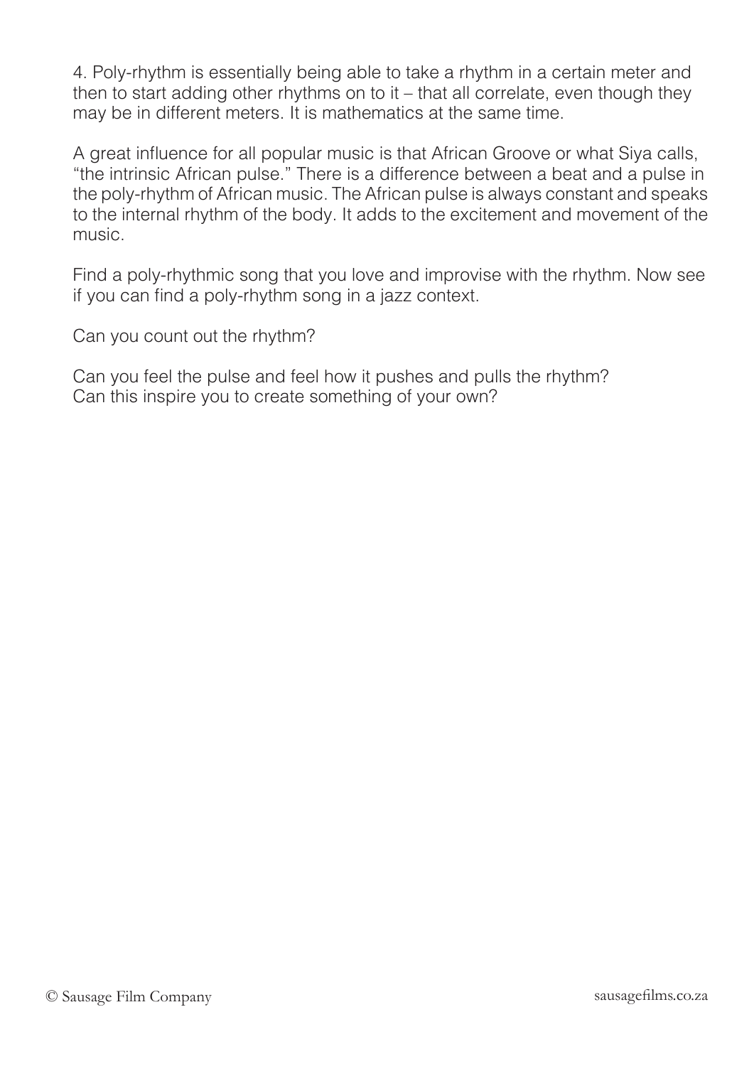4. Poly-rhythm is essentially being able to take a rhythm in a certain meter and then to start adding other rhythms on to it – that all correlate, even though they may be in different meters. It is mathematics at the same time.

A great influence for all popular music is that African Groove or what Siya calls, "the intrinsic African pulse." There is a difference between a beat and a pulse in the poly-rhythm of African music. The African pulse is always constant and speaks to the internal rhythm of the body. It adds to the excitement and movement of the music.

Find a poly-rhythmic song that you love and improvise with the rhythm. Now see if you can find a poly-rhythm song in a jazz context.

Can you count out the rhythm?

Can you feel the pulse and feel how it pushes and pulls the rhythm?
Can this inspire you to create something of your own?